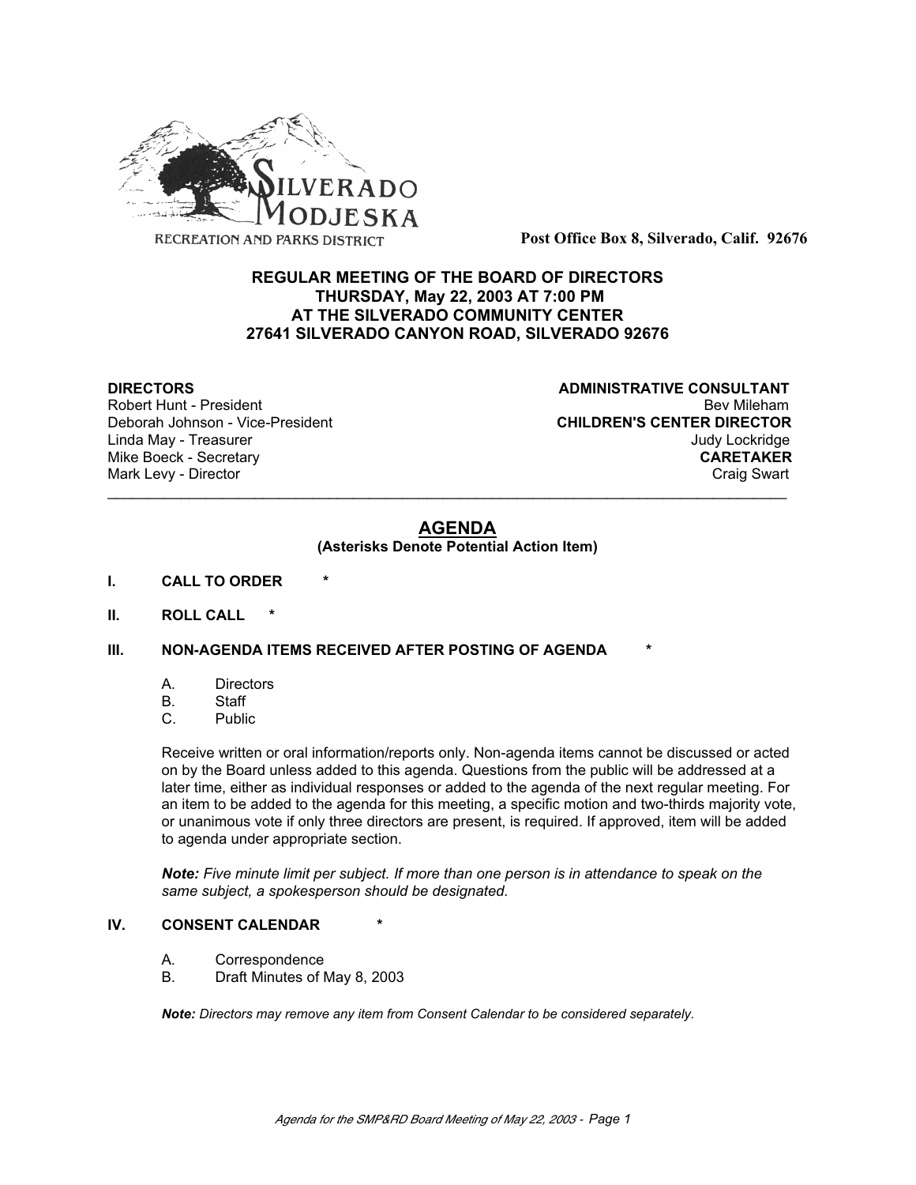SILVERADO MODJESKA
RECREATION AND PARKS DISTRICT

**Post Office Box 8, Silverado, Calif. 92676**

**REGULAR MEETING OF THE BOARD OF DIRECTORS**
**THURSDAY, May 22, 2003 AT 7:00 PM**
**AT THE SILVERADO COMMUNITY CENTER**
**27641 SILVERADO CANYON ROAD, SILVERADO 92676**

**DIRECTORS**
Robert Hunt - President
Deborah Johnson - Vice-President
Linda May - Treasurer
Mike Boeck - Secretary
Mark Levy - Director

**ADMINISTRATIVE CONSULTANT**
Bev Mileham
**CHILDREN'S CENTER DIRECTOR**
Judy Lockridge
**CARETAKER**
Craig Swart

---

## AGENDA

**(Asterisks Denote Potential Action Item)**

**I. CALL TO ORDER** *

**II. ROLL CALL** *

**III. NON-AGENDA ITEMS RECEIVED AFTER POSTING OF AGENDA** *

A. Directors
B. Staff
C. Public

Receive written or oral information/reports only. Non-agenda items cannot be discussed or acted on by the Board unless added to this agenda. Questions from the public will be addressed at a later time, either as individual responses or added to the agenda of the next regular meeting. For an item to be added to the agenda for this meeting, a specific motion and two-thirds majority vote, or unanimous vote if only three directors are present, is required. If approved, item will be added to agenda under appropriate section.

***Note:*** *Five minute limit per subject. If more than one person is in attendance to speak on the same subject, a spokesperson should be designated.*

**IV. CONSENT CALENDAR** *

A. Correspondence
B. Draft Minutes of May 8, 2003

***Note:*** *Directors may remove any item from Consent Calendar to be considered separately.*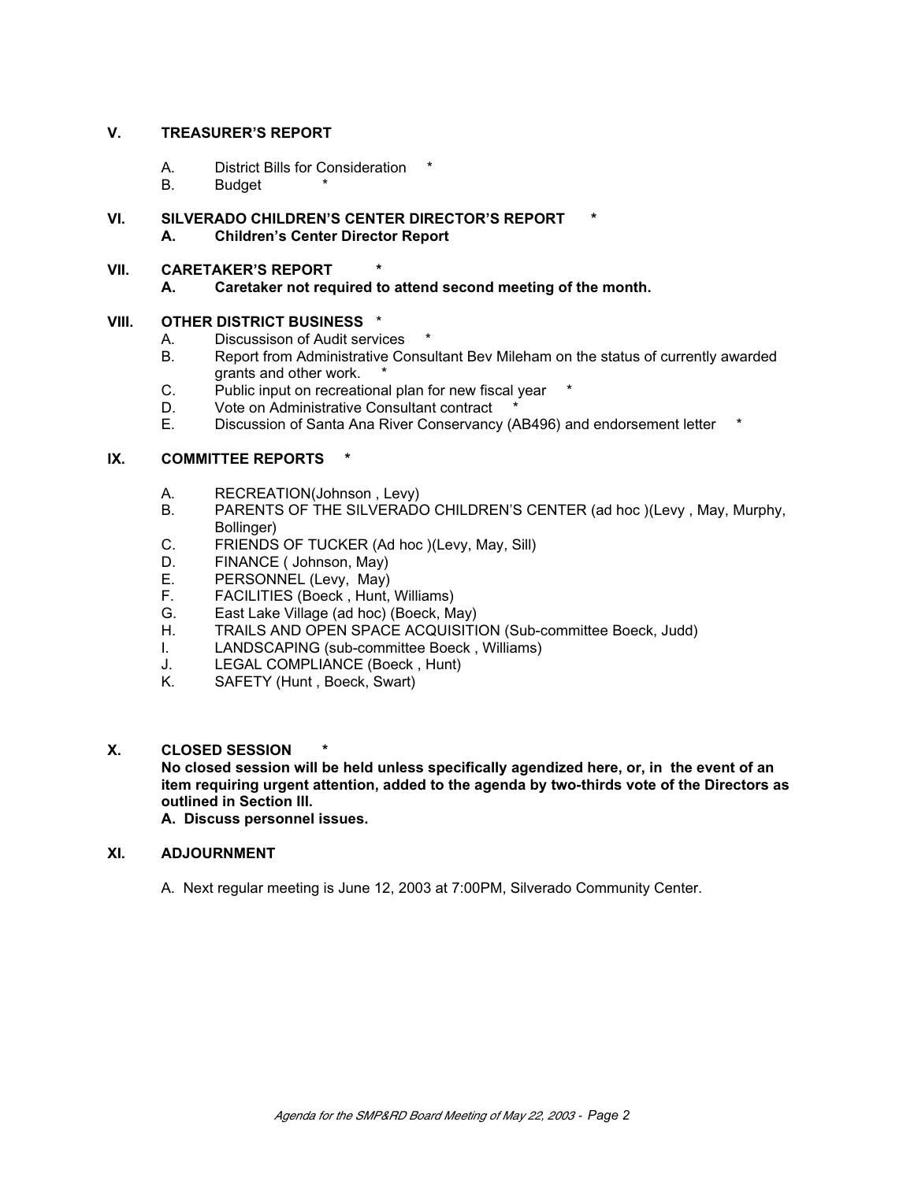## V. TREASURER'S REPORT

A. District Bills for Consideration *
B. Budget *

## VI. SILVERADO CHILDREN'S CENTER DIRECTOR'S REPORT *

**A. Children's Center Director Report**

## VII. CARETAKER'S REPORT *

**A. Caretaker not required to attend second meeting of the month.**

## VIII. OTHER DISTRICT BUSINESS *

A. Discussison of Audit services *
B. Report from Administrative Consultant Bev Mileham on the status of currently awarded grants and other work. *
C. Public input on recreational plan for new fiscal year *
D. Vote on Administrative Consultant contract *
E. Discussion of Santa Ana River Conservancy (AB496) and endorsement letter *

## IX. COMMITTEE REPORTS *

A. RECREATION(Johnson , Levy)
B. PARENTS OF THE SILVERADO CHILDREN'S CENTER (ad hoc )(Levy , May, Murphy, Bollinger)
C. FRIENDS OF TUCKER (Ad hoc )(Levy, May, Sill)
D. FINANCE ( Johnson, May)
E. PERSONNEL (Levy, May)
F. FACILITIES (Boeck , Hunt, Williams)
G. East Lake Village (ad hoc) (Boeck, May)
H. TRAILS AND OPEN SPACE ACQUISITION (Sub-committee Boeck, Judd)
I. LANDSCAPING (sub-committee Boeck , Williams)
J. LEGAL COMPLIANCE (Boeck , Hunt)
K. SAFETY (Hunt , Boeck, Swart)

## X. CLOSED SESSION *

**No closed session will be held unless specifically agendized here, or, in the event of an item requiring urgent attention, added to the agenda by two-thirds vote of the Directors as outlined in Section III.**

**A. Discuss personnel issues.**

## XI. ADJOURNMENT

A. Next regular meeting is June 12, 2003 at 7:00PM, Silverado Community Center.